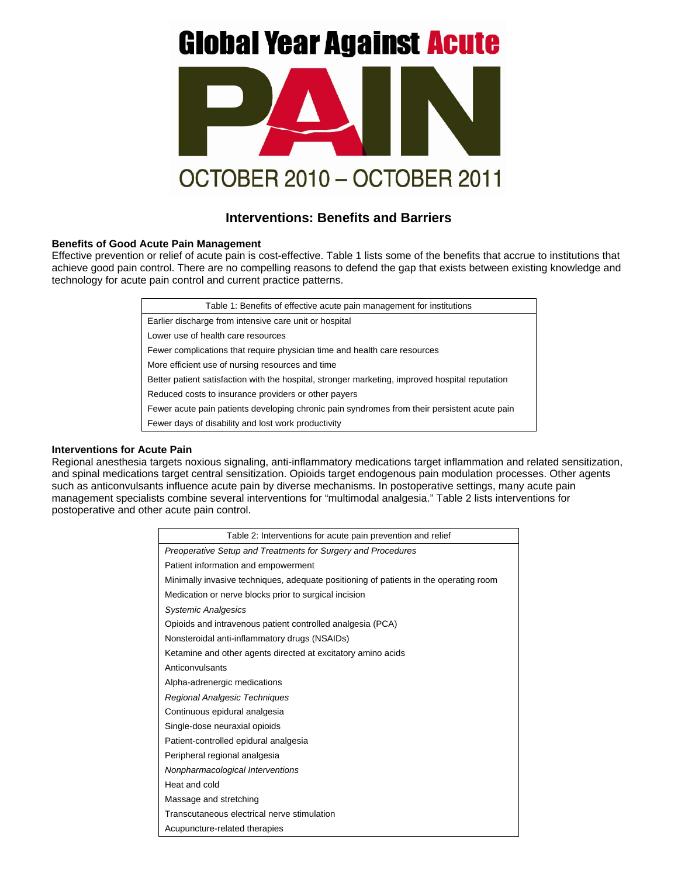# Global Year Against Acute PAIN

OCTOBER 2010 – OCTOBER 2011

## Interventions: Benefits and Barriers

### Benefits of Good Acute Pain Management

Effective prevention or relief of acute pain is cost-effective. Table 1 lists some of the benefits that accrue to institutions that achieve good pain control. There are no compelling reasons to defend the gap that exists between existing knowledge and technology for acute pain control and current practice patterns.

| Table 1: Benefits of effective acute pain management for institutions |
|---|
| Earlier discharge from intensive care unit or hospital |
| Lower use of health care resources |
| Fewer complications that require physician time and health care resources |
| More efficient use of nursing resources and time |
| Better patient satisfaction with the hospital, stronger marketing, improved hospital reputation |
| Reduced costs to insurance providers or other payers |
| Fewer acute pain patients developing chronic pain syndromes from their persistent acute pain |
| Fewer days of disability and lost work productivity |

### Interventions for Acute Pain

Regional anesthesia targets noxious signaling, anti-inflammatory medications target inflammation and related sensitization, and spinal medications target central sensitization. Opioids target endogenous pain modulation processes. Other agents such as anticonvulsants influence acute pain by diverse mechanisms. In postoperative settings, many acute pain management specialists combine several interventions for "multimodal analgesia." Table 2 lists interventions for postoperative and other acute pain control.

| Table 2: Interventions for acute pain prevention and relief |
|---|
| *Preoperative Setup and Treatments for Surgery and Procedures* |
| Patient information and empowerment |
| Minimally invasive techniques, adequate positioning of patients in the operating room |
| Medication or nerve blocks prior to surgical incision |
| *Systemic Analgesics* |
| Opioids and intravenous patient controlled analgesia (PCA) |
| Nonsteroidal anti-inflammatory drugs (NSAIDs) |
| Ketamine and other agents directed at excitatory amino acids |
| Anticonvulsants |
| Alpha-adrenergic medications |
| *Regional Analgesic Techniques* |
| Continuous epidural analgesia |
| Single-dose neuraxial opioids |
| Patient-controlled epidural analgesia |
| Peripheral regional analgesia |
| *Nonpharmacological Interventions* |
| Heat and cold |
| Massage and stretching |
| Transcutaneous electrical nerve stimulation |
| Acupuncture-related therapies |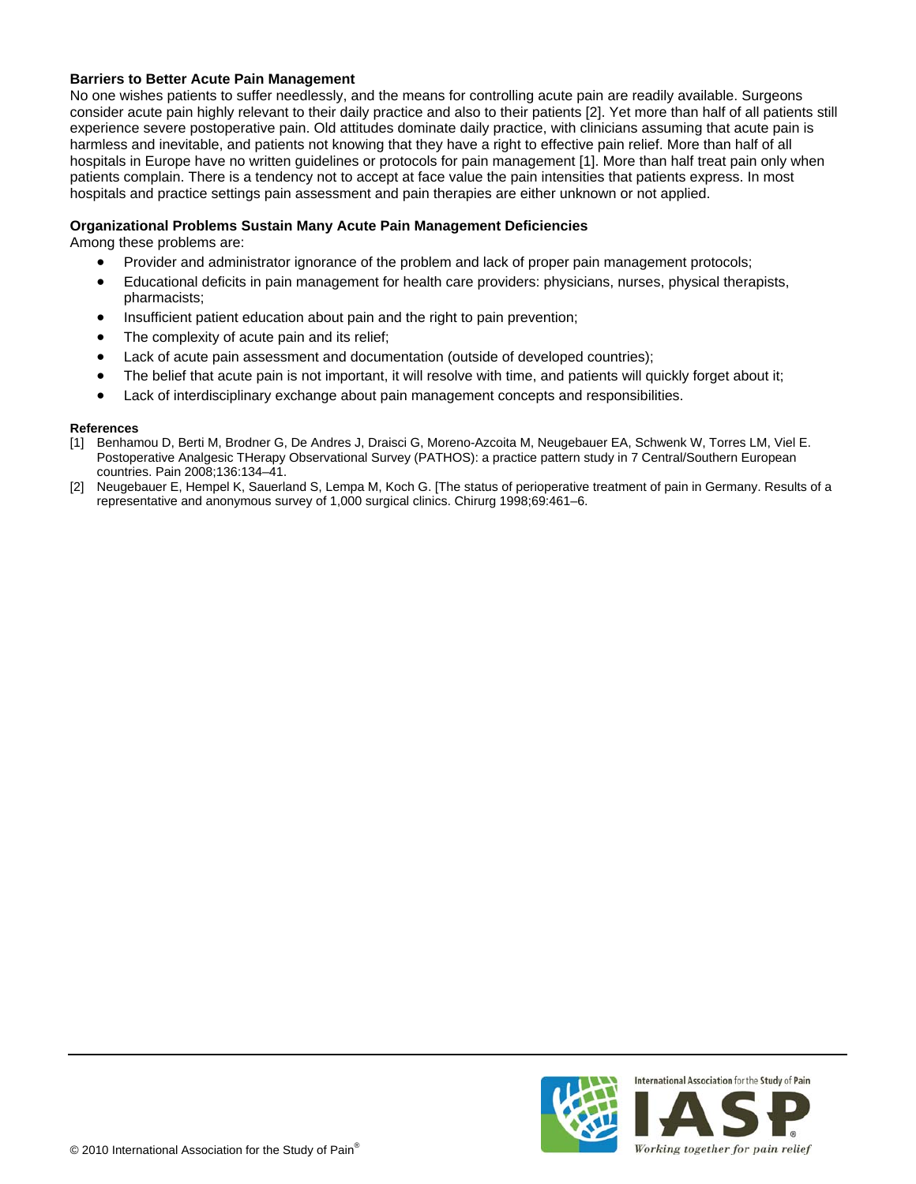**Barriers to Better Acute Pain Management**

No one wishes patients to suffer needlessly, and the means for controlling acute pain are readily available. Surgeons consider acute pain highly relevant to their daily practice and also to their patients [2]. Yet more than half of all patients still experience severe postoperative pain. Old attitudes dominate daily practice, with clinicians assuming that acute pain is harmless and inevitable, and patients not knowing that they have a right to effective pain relief. More than half of all hospitals in Europe have no written guidelines or protocols for pain management [1]. More than half treat pain only when patients complain. There is a tendency not to accept at face value the pain intensities that patients express. In most hospitals and practice settings pain assessment and pain therapies are either unknown or not applied.

**Organizational Problems Sustain Many Acute Pain Management Deficiencies**

Among these problems are:

- Provider and administrator ignorance of the problem and lack of proper pain management protocols;
- Educational deficits in pain management for health care providers: physicians, nurses, physical therapists, pharmacists;
- Insufficient patient education about pain and the right to pain prevention;
- The complexity of acute pain and its relief;
- Lack of acute pain assessment and documentation (outside of developed countries);
- The belief that acute pain is not important, it will resolve with time, and patients will quickly forget about it;
- Lack of interdisciplinary exchange about pain management concepts and responsibilities.

**References**

[1] Benhamou D, Berti M, Brodner G, De Andres J, Draisci G, Moreno-Azcoita M, Neugebauer EA, Schwenk W, Torres LM, Viel E. Postoperative Analgesic THerapy Observational Survey (PATHOS): a practice pattern study in 7 Central/Southern European countries. Pain 2008;136:134–41.

[2] Neugebauer E, Hempel K, Sauerland S, Lempa M, Koch G. [The status of perioperative treatment of pain in Germany. Results of a representative and anonymous survey of 1,000 surgical clinics. Chirurg 1998;69:461–6.

© 2010 International Association for the Study of Pain®

International Association for the Study of Pain

IASP®

*Working together for pain relief*